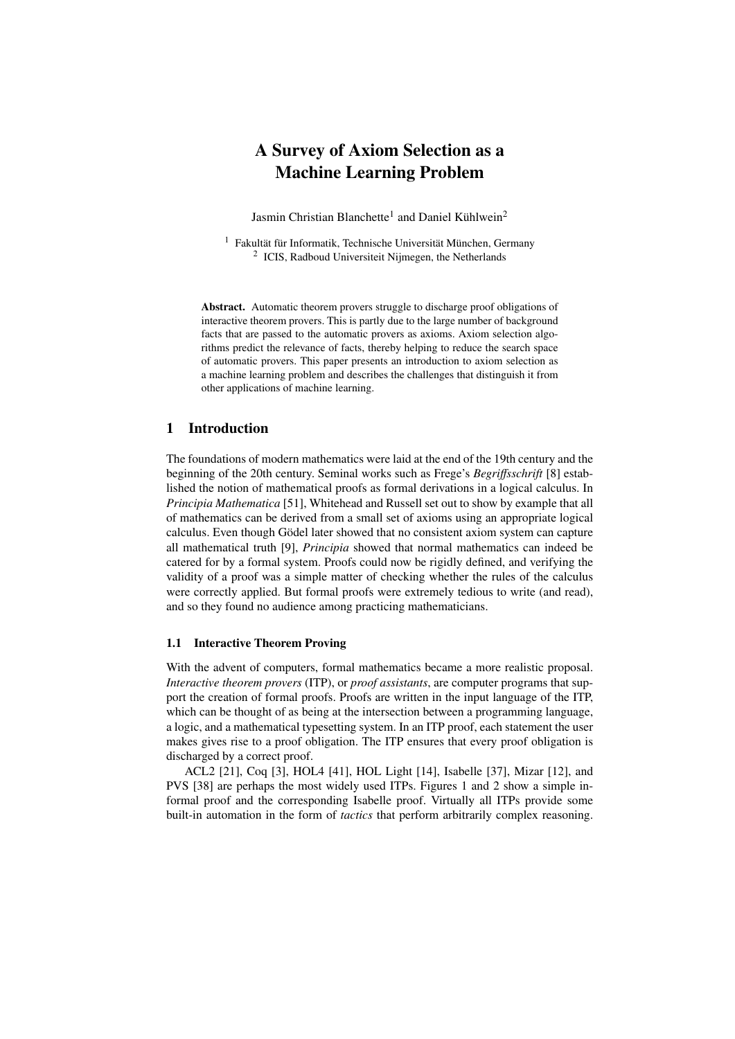# A Survey of Axiom Selection as a Machine Learning Problem

Jasmin Christian Blanchette[1] and Daniel Kühlwein[2]

[1] Fakultät für Informatik, Technische Universität München, Germany
[2] ICIS, Radboud Universiteit Nijmegen, the Netherlands

**Abstract.** Automatic theorem provers struggle to discharge proof obligations of interactive theorem provers. This is partly due to the large number of background facts that are passed to the automatic provers as axioms. Axiom selection algorithms predict the relevance of facts, thereby helping to reduce the search space of automatic provers. This paper presents an introduction to axiom selection as a machine learning problem and describes the challenges that distinguish it from other applications of machine learning.

## 1 Introduction

The foundations of modern mathematics were laid at the end of the 19th century and the beginning of the 20th century. Seminal works such as Frege's *Begriffsschrift* [8] established the notion of mathematical proofs as formal derivations in a logical calculus. In *Principia Mathematica* [51], Whitehead and Russell set out to show by example that all of mathematics can be derived from a small set of axioms using an appropriate logical calculus. Even though Gödel later showed that no consistent axiom system can capture all mathematical truth [9], *Principia* showed that normal mathematics can indeed be catered for by a formal system. Proofs could now be rigidly defined, and verifying the validity of a proof was a simple matter of checking whether the rules of the calculus were correctly applied. But formal proofs were extremely tedious to write (and read), and so they found no audience among practicing mathematicians.

### 1.1 Interactive Theorem Proving

With the advent of computers, formal mathematics became a more realistic proposal. *Interactive theorem provers* (ITP), or *proof assistants*, are computer programs that support the creation of formal proofs. Proofs are written in the input language of the ITP, which can be thought of as being at the intersection between a programming language, a logic, and a mathematical typesetting system. In an ITP proof, each statement the user makes gives rise to a proof obligation. The ITP ensures that every proof obligation is discharged by a correct proof.

ACL2 [21], Coq [3], HOL4 [41], HOL Light [14], Isabelle [37], Mizar [12], and PVS [38] are perhaps the most widely used ITPs. Figures 1 and 2 show a simple informal proof and the corresponding Isabelle proof. Virtually all ITPs provide some built-in automation in the form of *tactics* that perform arbitrarily complex reasoning.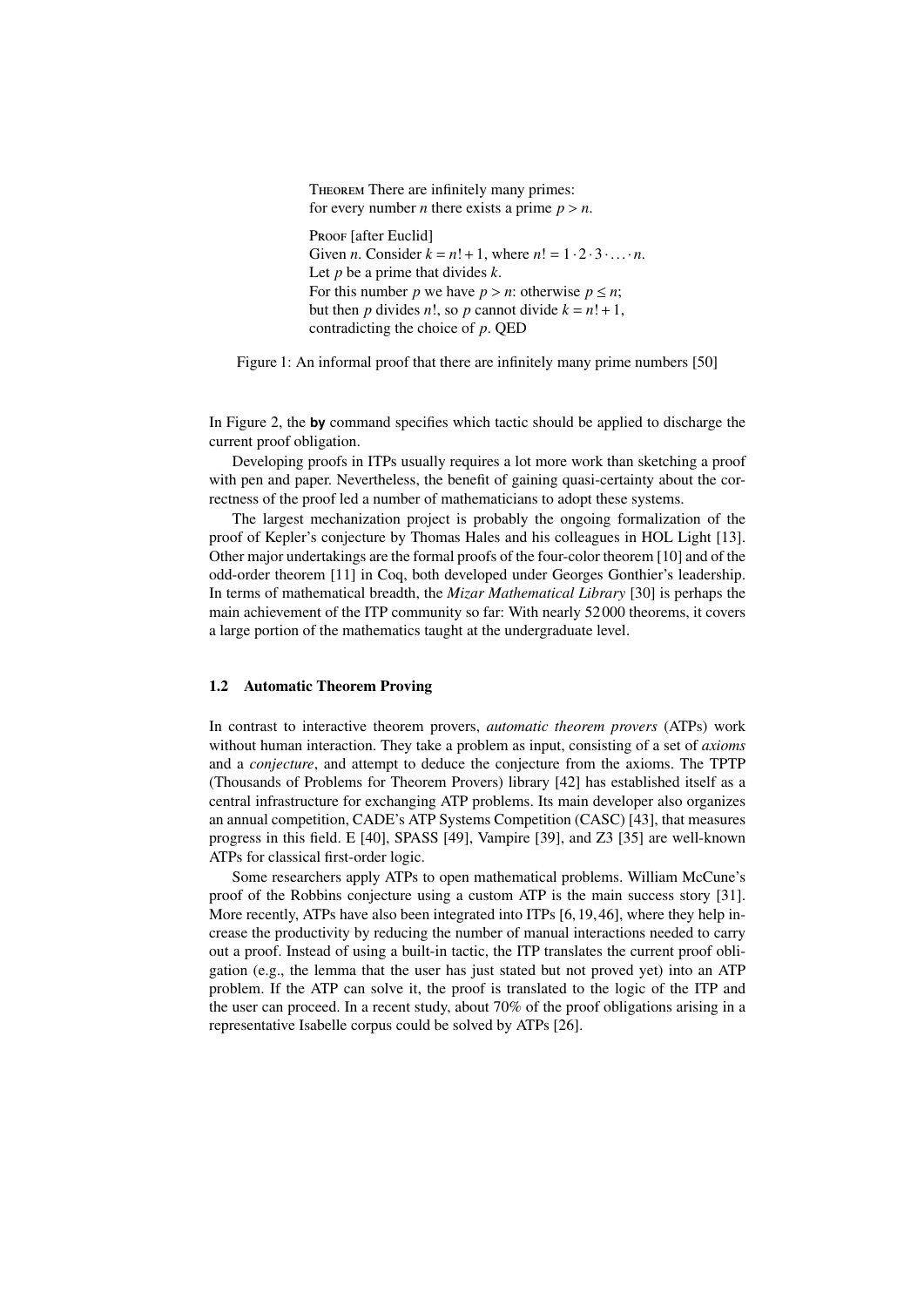THEOREM There are infinitely many primes:
for every number $n$ there exists a prime $p > n$.

PROOF [after Euclid]
Given $n$. Consider $k = n! + 1$, where $n! = 1 \cdot 2 \cdot 3 \cdot \ldots \cdot n$.
Let $p$ be a prime that divides $k$.
For this number $p$ we have $p > n$: otherwise $p \leq n$;
but then $p$ divides $n!$, so $p$ cannot divide $k = n! + 1$,
contradicting the choice of $p$. QED

Figure 1: An informal proof that there are infinitely many prime numbers [50]

In Figure 2, the **by** command specifies which tactic should be applied to discharge the current proof obligation.

Developing proofs in ITPs usually requires a lot more work than sketching a proof with pen and paper. Nevertheless, the benefit of gaining quasi-certainty about the correctness of the proof led a number of mathematicians to adopt these systems.

The largest mechanization project is probably the ongoing formalization of the proof of Kepler's conjecture by Thomas Hales and his colleagues in HOL Light [13]. Other major undertakings are the formal proofs of the four-color theorem [10] and of the odd-order theorem [11] in Coq, both developed under Georges Gonthier's leadership. In terms of mathematical breadth, the *Mizar Mathematical Library* [30] is perhaps the main achievement of the ITP community so far: With nearly 52 000 theorems, it covers a large portion of the mathematics taught at the undergraduate level.

### 1.2 Automatic Theorem Proving

In contrast to interactive theorem provers, *automatic theorem provers* (ATPs) work without human interaction. They take a problem as input, consisting of a set of *axioms* and a *conjecture*, and attempt to deduce the conjecture from the axioms. The TPTP (Thousands of Problems for Theorem Provers) library [42] has established itself as a central infrastructure for exchanging ATP problems. Its main developer also organizes an annual competition, CADE's ATP Systems Competition (CASC) [43], that measures progress in this field. E [40], SPASS [49], Vampire [39], and Z3 [35] are well-known ATPs for classical first-order logic.

Some researchers apply ATPs to open mathematical problems. William McCune's proof of the Robbins conjecture using a custom ATP is the main success story [31]. More recently, ATPs have also been integrated into ITPs [6, 19, 46], where they help increase the productivity by reducing the number of manual interactions needed to carry out a proof. Instead of using a built-in tactic, the ITP translates the current proof obligation (e.g., the lemma that the user has just stated but not proved yet) into an ATP problem. If the ATP can solve it, the proof is translated to the logic of the ITP and the user can proceed. In a recent study, about 70% of the proof obligations arising in a representative Isabelle corpus could be solved by ATPs [26].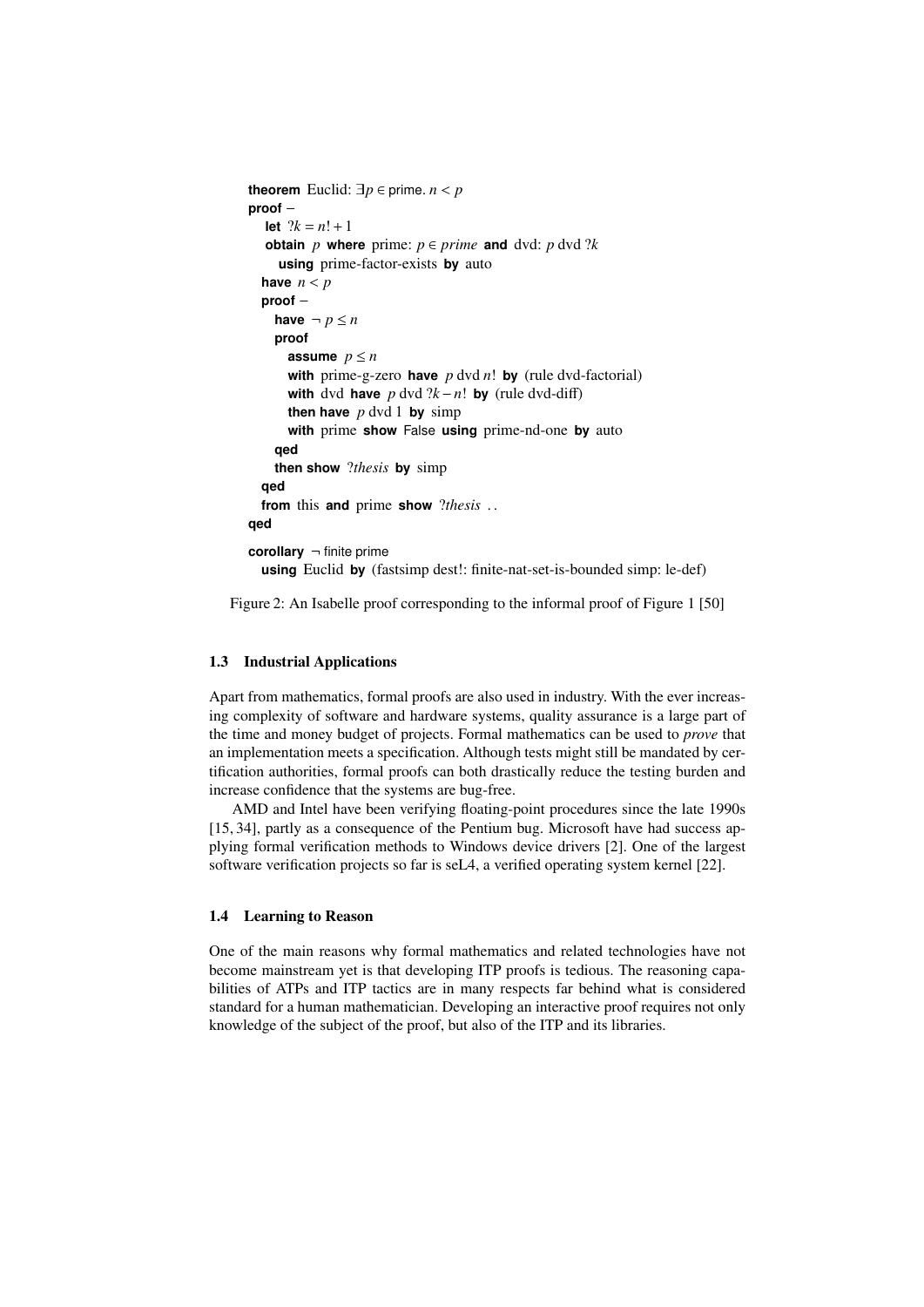```
theorem Euclid: ∃p ∈ prime. n < p
proof −
  let ?k = n! + 1
  obtain p where prime: p ∈ prime and dvd: p dvd ?k
    using prime-factor-exists by auto
  have n < p
  proof −
    have ¬ p ≤ n
    proof
      assume p ≤ n
      with prime-g-zero have p dvd n! by (rule dvd-factorial)
      with dvd have p dvd ?k − n! by (rule dvd-diff)
      then have p dvd 1 by simp
      with prime show False using prime-nd-one by auto
    qed
    then show ?thesis by simp
  qed
  from this and prime show ?thesis ..
qed

corollary ¬ finite prime
  using Euclid by (fastsimp dest!: finite-nat-set-is-bounded simp: le-def)
```

Figure 2: An Isabelle proof corresponding to the informal proof of Figure 1 [50]

### 1.3 Industrial Applications

Apart from mathematics, formal proofs are also used in industry. With the ever increasing complexity of software and hardware systems, quality assurance is a large part of the time and money budget of projects. Formal mathematics can be used to *prove* that an implementation meets a specification. Although tests might still be mandated by certification authorities, formal proofs can both drastically reduce the testing burden and increase confidence that the systems are bug-free.

AMD and Intel have been verifying floating-point procedures since the late 1990s [15, 34], partly as a consequence of the Pentium bug. Microsoft have had success applying formal verification methods to Windows device drivers [2]. One of the largest software verification projects so far is seL4, a verified operating system kernel [22].

### 1.4 Learning to Reason

One of the main reasons why formal mathematics and related technologies have not become mainstream yet is that developing ITP proofs is tedious. The reasoning capabilities of ATPs and ITP tactics are in many respects far behind what is considered standard for a human mathematician. Developing an interactive proof requires not only knowledge of the subject of the proof, but also of the ITP and its libraries.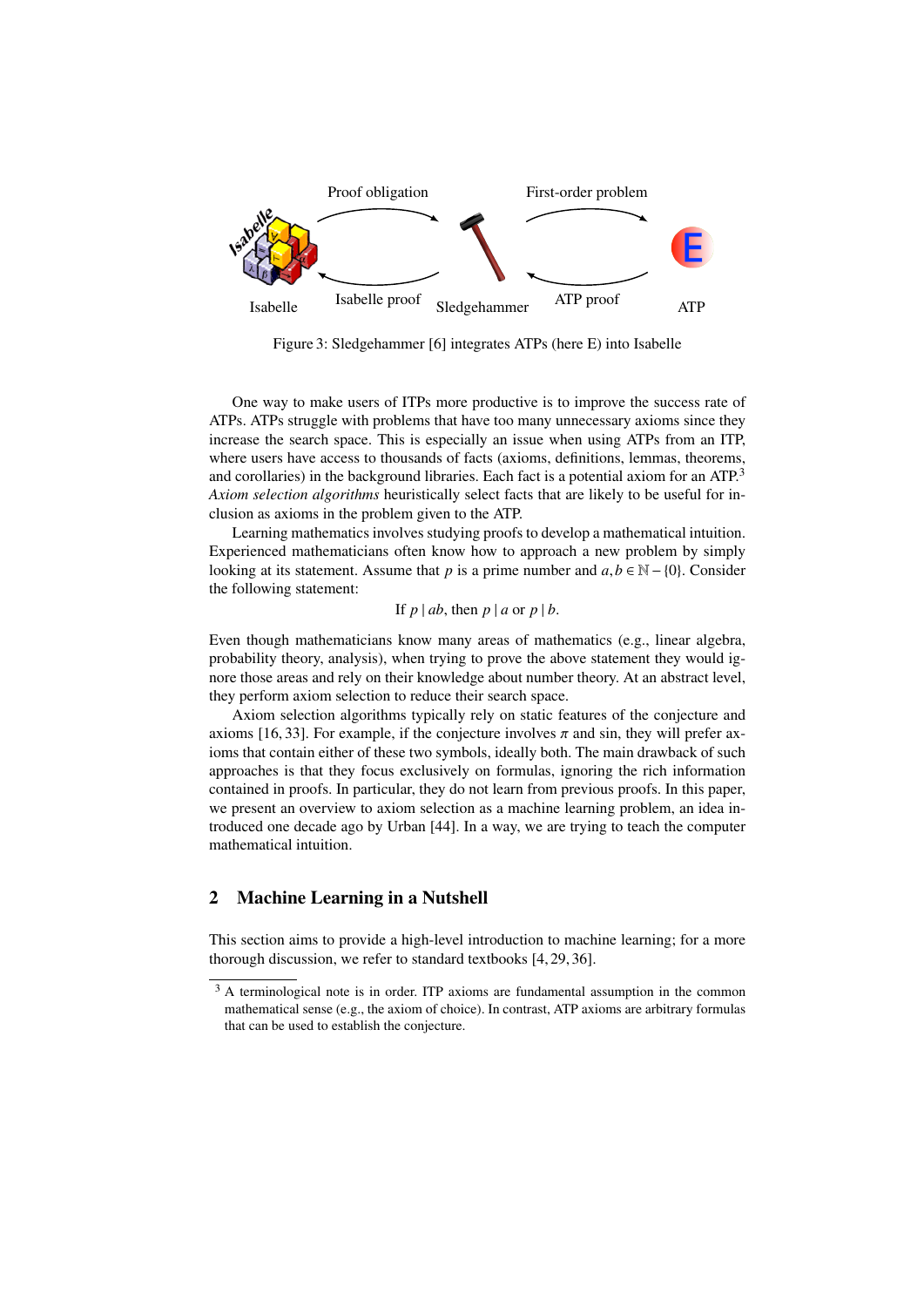Figure 3: Sledgehammer [6] integrates ATPs (here E) into Isabelle

One way to make users of ITPs more productive is to improve the success rate of ATPs. ATPs struggle with problems that have too many unnecessary axioms since they increase the search space. This is especially an issue when using ATPs from an ITP, where users have access to thousands of facts (axioms, definitions, lemmas, theorems, and corollaries) in the background libraries. Each fact is a potential axiom for an ATP.[3] *Axiom selection algorithms* heuristically select facts that are likely to be useful for inclusion as axioms in the problem given to the ATP.

Learning mathematics involves studying proofs to develop a mathematical intuition. Experienced mathematicians often know how to approach a new problem by simply looking at its statement. Assume that $p$ is a prime number and $a, b \in \mathbb{N} - \{0\}$. Consider the following statement:

$$\text{If } p \mid ab \text{, then } p \mid a \text{ or } p \mid b.$$

Even though mathematicians know many areas of mathematics (e.g., linear algebra, probability theory, analysis), when trying to prove the above statement they would ignore those areas and rely on their knowledge about number theory. At an abstract level, they perform axiom selection to reduce their search space.

Axiom selection algorithms typically rely on static features of the conjecture and axioms [16, 33]. For example, if the conjecture involves $\pi$ and sin, they will prefer axioms that contain either of these two symbols, ideally both. The main drawback of such approaches is that they focus exclusively on formulas, ignoring the rich information contained in proofs. In particular, they do not learn from previous proofs. In this paper, we present an overview to axiom selection as a machine learning problem, an idea introduced one decade ago by Urban [44]. In a way, we are trying to teach the computer mathematical intuition.

## 2 Machine Learning in a Nutshell

This section aims to provide a high-level introduction to machine learning; for a more thorough discussion, we refer to standard textbooks [4, 29, 36].

[3] A terminological note is in order. ITP axioms are fundamental assumption in the common mathematical sense (e.g., the axiom of choice). In contrast, ATP axioms are arbitrary formulas that can be used to establish the conjecture.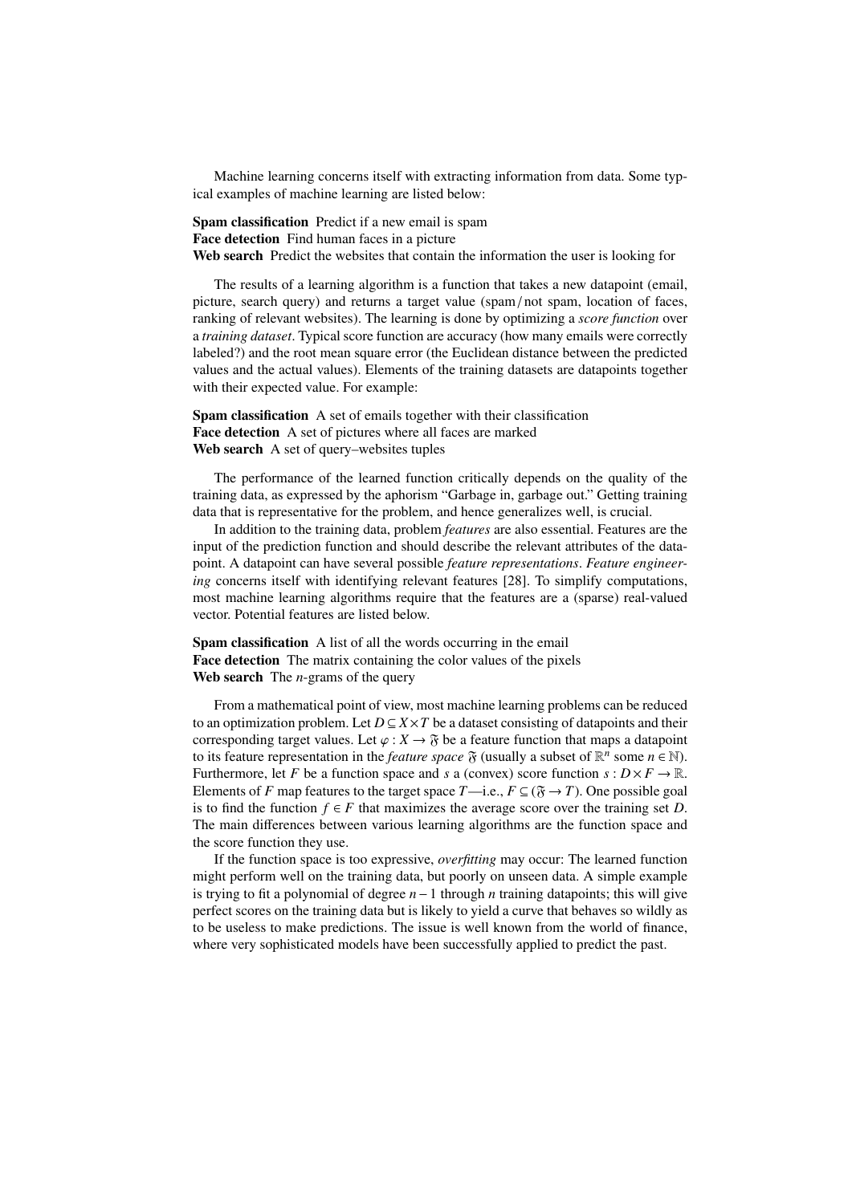Machine learning concerns itself with extracting information from data. Some typical examples of machine learning are listed below:

**Spam classification** Predict if a new email is spam
**Face detection** Find human faces in a picture
**Web search** Predict the websites that contain the information the user is looking for

The results of a learning algorithm is a function that takes a new datapoint (email, picture, search query) and returns a target value (spam / not spam, location of faces, ranking of relevant websites). The learning is done by optimizing a *score function* over a *training dataset*. Typical score function are accuracy (how many emails were correctly labeled?) and the root mean square error (the Euclidean distance between the predicted values and the actual values). Elements of the training datasets are datapoints together with their expected value. For example:

**Spam classification** A set of emails together with their classification
**Face detection** A set of pictures where all faces are marked
**Web search** A set of query–websites tuples

The performance of the learned function critically depends on the quality of the training data, as expressed by the aphorism "Garbage in, garbage out." Getting training data that is representative for the problem, and hence generalizes well, is crucial.

In addition to the training data, problem *features* are also essential. Features are the input of the prediction function and should describe the relevant attributes of the datapoint. A datapoint can have several possible *feature representations*. *Feature engineering* concerns itself with identifying relevant features [28]. To simplify computations, most machine learning algorithms require that the features are a (sparse) real-valued vector. Potential features are listed below.

**Spam classification** A list of all the words occurring in the email
**Face detection** The matrix containing the color values of the pixels
**Web search** The $n$-grams of the query

From a mathematical point of view, most machine learning problems can be reduced to an optimization problem. Let $D \subseteq X \times T$ be a dataset consisting of datapoints and their corresponding target values. Let $\varphi : X \to \mathfrak{F}$ be a feature function that maps a datapoint to its feature representation in the *feature space* $\mathfrak{F}$ (usually a subset of $\mathbb{R}^n$ some $n \in \mathbb{N}$). Furthermore, let $F$ be a function space and $s$ a (convex) score function $s : D \times F \to \mathbb{R}$. Elements of $F$ map features to the target space $T$—i.e., $F \subseteq (\mathfrak{F} \to T)$. One possible goal is to find the function $f \in F$ that maximizes the average score over the training set $D$. The main differences between various learning algorithms are the function space and the score function they use.

If the function space is too expressive, *overfitting* may occur: The learned function might perform well on the training data, but poorly on unseen data. A simple example is trying to fit a polynomial of degree $n-1$ through $n$ training datapoints; this will give perfect scores on the training data but is likely to yield a curve that behaves so wildly as to be useless to make predictions. The issue is well known from the world of finance, where very sophisticated models have been successfully applied to predict the past.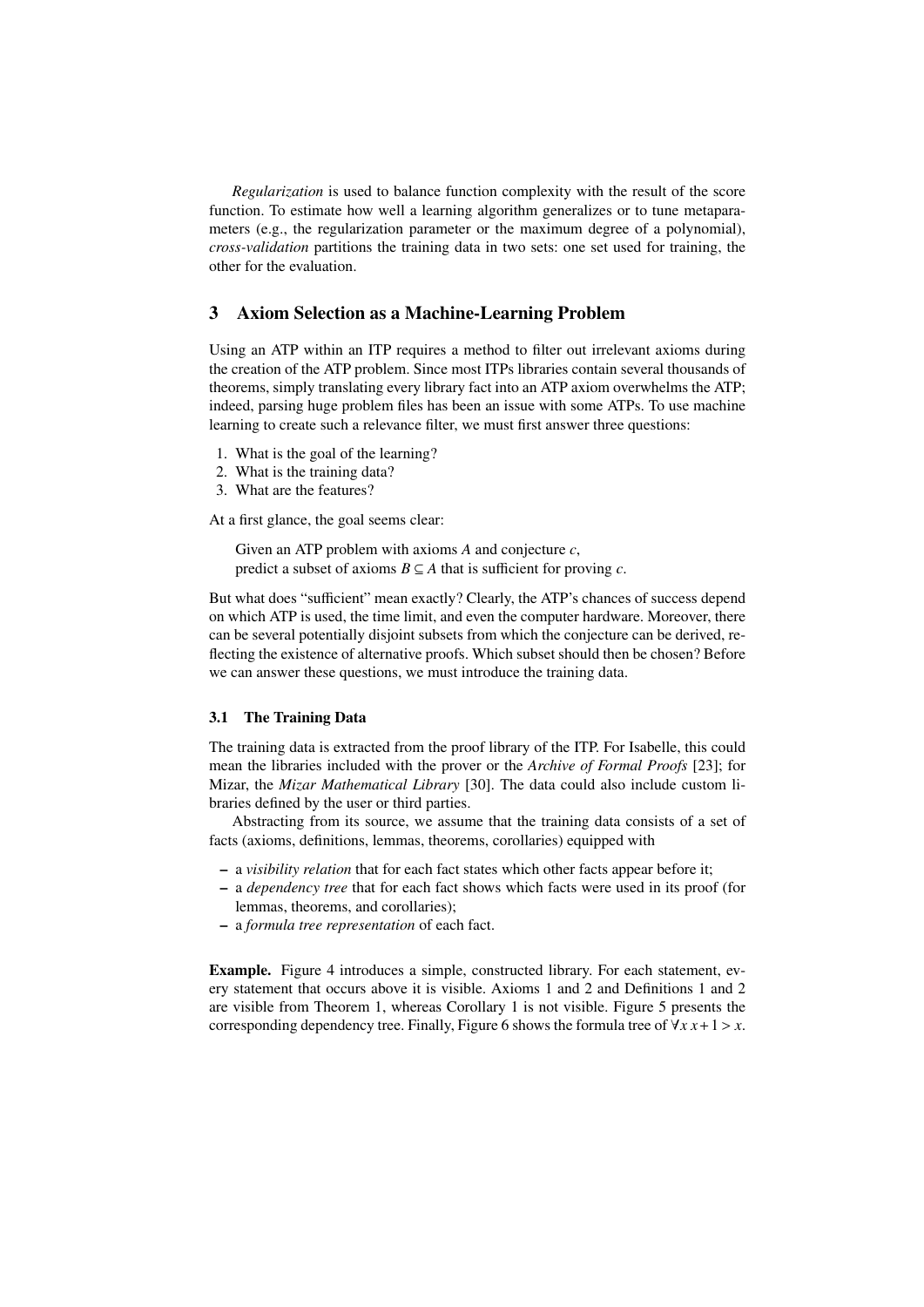*Regularization* is used to balance function complexity with the result of the score function. To estimate how well a learning algorithm generalizes or to tune metaparameters (e.g., the regularization parameter or the maximum degree of a polynomial), *cross-validation* partitions the training data in two sets: one set used for training, the other for the evaluation.

## 3 Axiom Selection as a Machine-Learning Problem

Using an ATP within an ITP requires a method to filter out irrelevant axioms during the creation of the ATP problem. Since most ITPs libraries contain several thousands of theorems, simply translating every library fact into an ATP axiom overwhelms the ATP; indeed, parsing huge problem files has been an issue with some ATPs. To use machine learning to create such a relevance filter, we must first answer three questions:

1. What is the goal of the learning?
2. What is the training data?
3. What are the features?

At a first glance, the goal seems clear:

> Given an ATP problem with axioms $A$ and conjecture $c$,
> predict a subset of axioms $B \subseteq A$ that is sufficient for proving $c$.

But what does "sufficient" mean exactly? Clearly, the ATP's chances of success depend on which ATP is used, the time limit, and even the computer hardware. Moreover, there can be several potentially disjoint subsets from which the conjecture can be derived, reflecting the existence of alternative proofs. Which subset should then be chosen? Before we can answer these questions, we must introduce the training data.

### 3.1 The Training Data

The training data is extracted from the proof library of the ITP. For Isabelle, this could mean the libraries included with the prover or the *Archive of Formal Proofs* [23]; for Mizar, the *Mizar Mathematical Library* [30]. The data could also include custom libraries defined by the user or third parties.

Abstracting from its source, we assume that the training data consists of a set of facts (axioms, definitions, lemmas, theorems, corollaries) equipped with

- a *visibility relation* that for each fact states which other facts appear before it;
- a *dependency tree* that for each fact shows which facts were used in its proof (for lemmas, theorems, and corollaries);
- a *formula tree representation* of each fact.

**Example.** Figure 4 introduces a simple, constructed library. For each statement, every statement that occurs above it is visible. Axioms 1 and 2 and Definitions 1 and 2 are visible from Theorem 1, whereas Corollary 1 is not visible. Figure 5 presents the corresponding dependency tree. Finally, Figure 6 shows the formula tree of $\forall x\, x+1 > x$.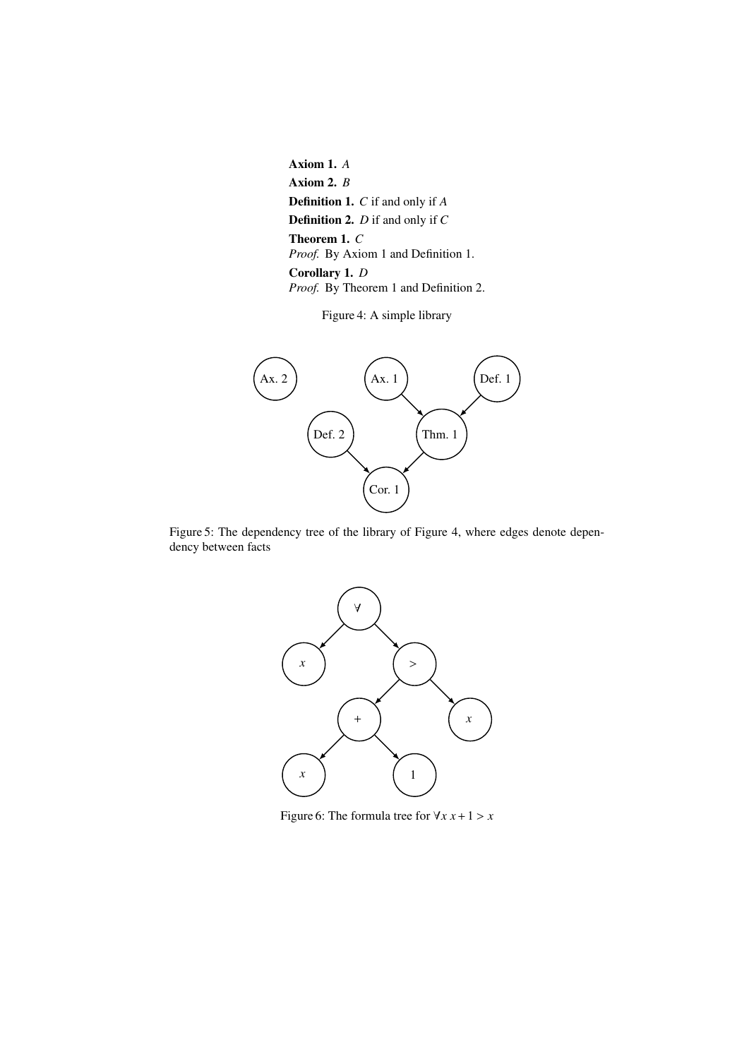**Axiom 1.** *A*

**Axiom 2.** *B*

**Definition 1.** *C* if and only if *A*

**Definition 2.** *D* if and only if *C*

**Theorem 1.** *C*

*Proof.* By Axiom 1 and Definition 1.

**Corollary 1.** *D*

*Proof.* By Theorem 1 and Definition 2.

Figure 4: A simple library

Figure 5: The dependency tree of the library of Figure 4, where edges denote dependency between facts

Figure 6: The formula tree for $\forall x\, x + 1 > x$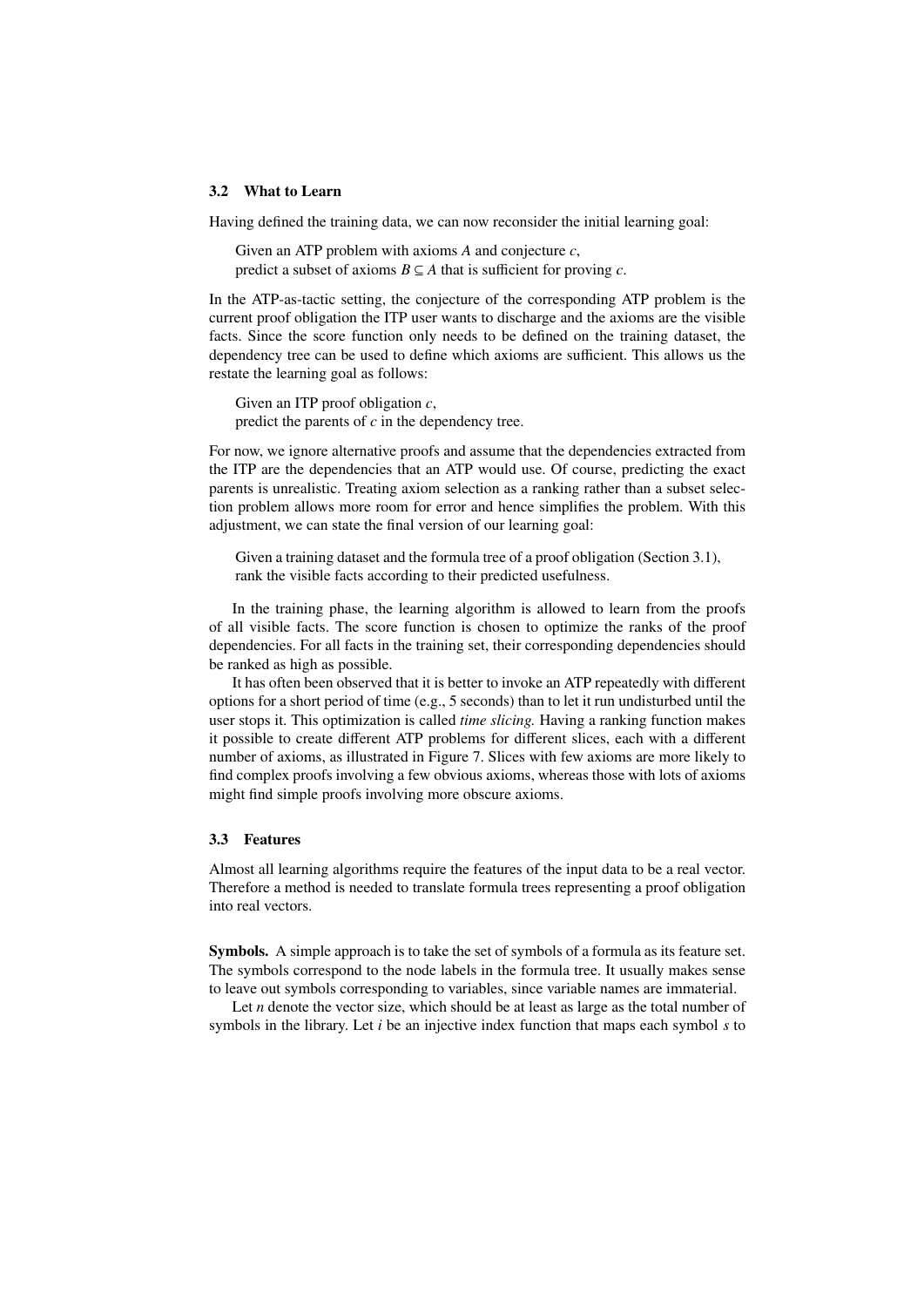### 3.2 What to Learn

Having defined the training data, we can now reconsider the initial learning goal:

> Given an ATP problem with axioms $A$ and conjecture $c$,
> predict a subset of axioms $B \subseteq A$ that is sufficient for proving $c$.

In the ATP-as-tactic setting, the conjecture of the corresponding ATP problem is the current proof obligation the ITP user wants to discharge and the axioms are the visible facts. Since the score function only needs to be defined on the training dataset, the dependency tree can be used to define which axioms are sufficient. This allows us the restate the learning goal as follows:

> Given an ITP proof obligation $c$,
> predict the parents of $c$ in the dependency tree.

For now, we ignore alternative proofs and assume that the dependencies extracted from the ITP are the dependencies that an ATP would use. Of course, predicting the exact parents is unrealistic. Treating axiom selection as a ranking rather than a subset selection problem allows more room for error and hence simplifies the problem. With this adjustment, we can state the final version of our learning goal:

> Given a training dataset and the formula tree of a proof obligation (Section 3.1),
> rank the visible facts according to their predicted usefulness.

In the training phase, the learning algorithm is allowed to learn from the proofs of all visible facts. The score function is chosen to optimize the ranks of the proof dependencies. For all facts in the training set, their corresponding dependencies should be ranked as high as possible.

It has often been observed that it is better to invoke an ATP repeatedly with different options for a short period of time (e.g., 5 seconds) than to let it run undisturbed until the user stops it. This optimization is called *time slicing.* Having a ranking function makes it possible to create different ATP problems for different slices, each with a different number of axioms, as illustrated in Figure 7. Slices with few axioms are more likely to find complex proofs involving a few obvious axioms, whereas those with lots of axioms might find simple proofs involving more obscure axioms.

### 3.3 Features

Almost all learning algorithms require the features of the input data to be a real vector. Therefore a method is needed to translate formula trees representing a proof obligation into real vectors.

**Symbols.** A simple approach is to take the set of symbols of a formula as its feature set. The symbols correspond to the node labels in the formula tree. It usually makes sense to leave out symbols corresponding to variables, since variable names are immaterial.

Let $n$ denote the vector size, which should be at least as large as the total number of symbols in the library. Let $i$ be an injective index function that maps each symbol $s$ to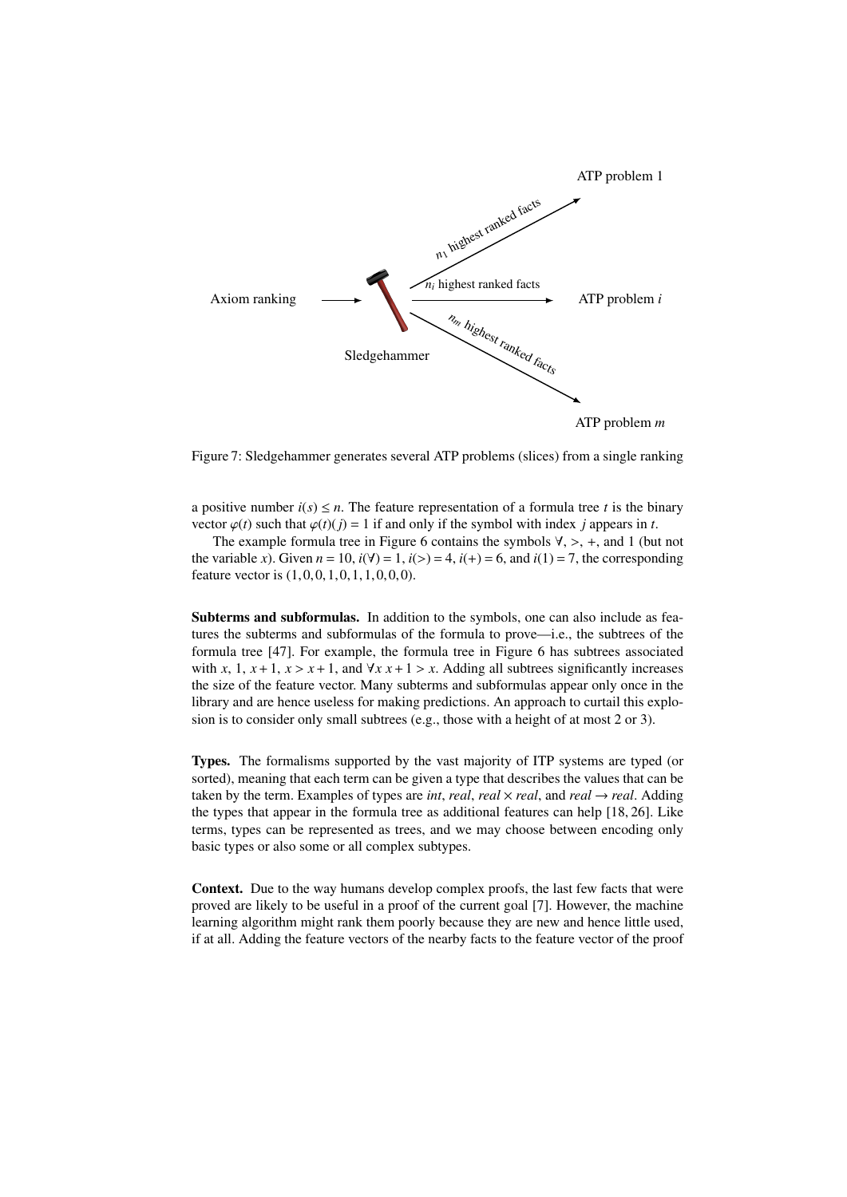Figure 7: Sledgehammer generates several ATP problems (slices) from a single ranking

a positive number $i(s) \leq n$. The feature representation of a formula tree $t$ is the binary vector $\varphi(t)$ such that $\varphi(t)(j) = 1$ if and only if the symbol with index $j$ appears in $t$.

The example formula tree in Figure 6 contains the symbols $\forall$, $>$, $+$, and 1 (but not the variable $x$). Given $n = 10$, $i(\forall) = 1$, $i(>) = 4$, $i(+) = 6$, and $i(1) = 7$, the corresponding feature vector is $(1, 0, 0, 1, 0, 1, 1, 0, 0, 0)$.

**Subterms and subformulas.** In addition to the symbols, one can also include as features the subterms and subformulas of the formula to prove—i.e., the subtrees of the formula tree [47]. For example, the formula tree in Figure 6 has subtrees associated with $x$, 1, $x + 1$, $x > x + 1$, and $\forall x\ x + 1 > x$. Adding all subtrees significantly increases the size of the feature vector. Many subterms and subformulas appear only once in the library and are hence useless for making predictions. An approach to curtail this explosion is to consider only small subtrees (e.g., those with a height of at most 2 or 3).

**Types.** The formalisms supported by the vast majority of ITP systems are typed (or sorted), meaning that each term can be given a type that describes the values that can be taken by the term. Examples of types are *int*, *real*, $real \times real$, and $real \rightarrow real$. Adding the types that appear in the formula tree as additional features can help [18, 26]. Like terms, types can be represented as trees, and we may choose between encoding only basic types or also some or all complex subtypes.

**Context.** Due to the way humans develop complex proofs, the last few facts that were proved are likely to be useful in a proof of the current goal [7]. However, the machine learning algorithm might rank them poorly because they are new and hence little used, if at all. Adding the feature vectors of the nearby facts to the feature vector of the proof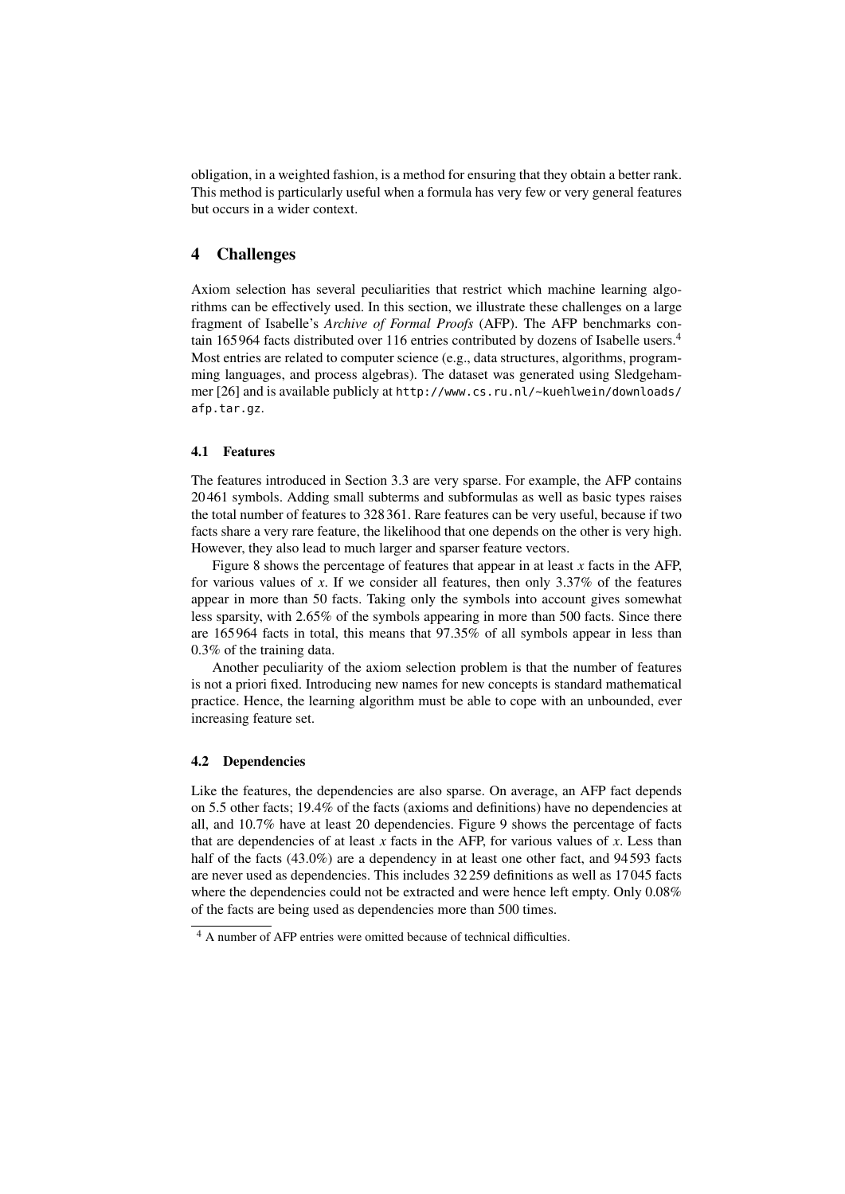obligation, in a weighted fashion, is a method for ensuring that they obtain a better rank. This method is particularly useful when a formula has very few or very general features but occurs in a wider context.

## 4 Challenges

Axiom selection has several peculiarities that restrict which machine learning algorithms can be effectively used. In this section, we illustrate these challenges on a large fragment of Isabelle's *Archive of Formal Proofs* (AFP). The AFP benchmarks contain 165 964 facts distributed over 116 entries contributed by dozens of Isabelle users.[4] Most entries are related to computer science (e.g., data structures, algorithms, programming languages, and process algebras). The dataset was generated using Sledgehammer [26] and is available publicly at `http://www.cs.ru.nl/~kuehlwein/downloads/afp.tar.gz`.

### 4.1 Features

The features introduced in Section 3.3 are very sparse. For example, the AFP contains 20 461 symbols. Adding small subterms and subformulas as well as basic types raises the total number of features to 328 361. Rare features can be very useful, because if two facts share a very rare feature, the likelihood that one depends on the other is very high. However, they also lead to much larger and sparser feature vectors.

Figure 8 shows the percentage of features that appear in at least $x$ facts in the AFP, for various values of $x$. If we consider all features, then only 3.37% of the features appear in more than 50 facts. Taking only the symbols into account gives somewhat less sparsity, with 2.65% of the symbols appearing in more than 500 facts. Since there are 165 964 facts in total, this means that 97.35% of all symbols appear in less than 0.3% of the training data.

Another peculiarity of the axiom selection problem is that the number of features is not a priori fixed. Introducing new names for new concepts is standard mathematical practice. Hence, the learning algorithm must be able to cope with an unbounded, ever increasing feature set.

### 4.2 Dependencies

Like the features, the dependencies are also sparse. On average, an AFP fact depends on 5.5 other facts; 19.4% of the facts (axioms and definitions) have no dependencies at all, and 10.7% have at least 20 dependencies. Figure 9 shows the percentage of facts that are dependencies of at least $x$ facts in the AFP, for various values of $x$. Less than half of the facts (43.0%) are a dependency in at least one other fact, and 94 593 facts are never used as dependencies. This includes 32 259 definitions as well as 17 045 facts where the dependencies could not be extracted and were hence left empty. Only 0.08% of the facts are being used as dependencies more than 500 times.

[4] A number of AFP entries were omitted because of technical difficulties.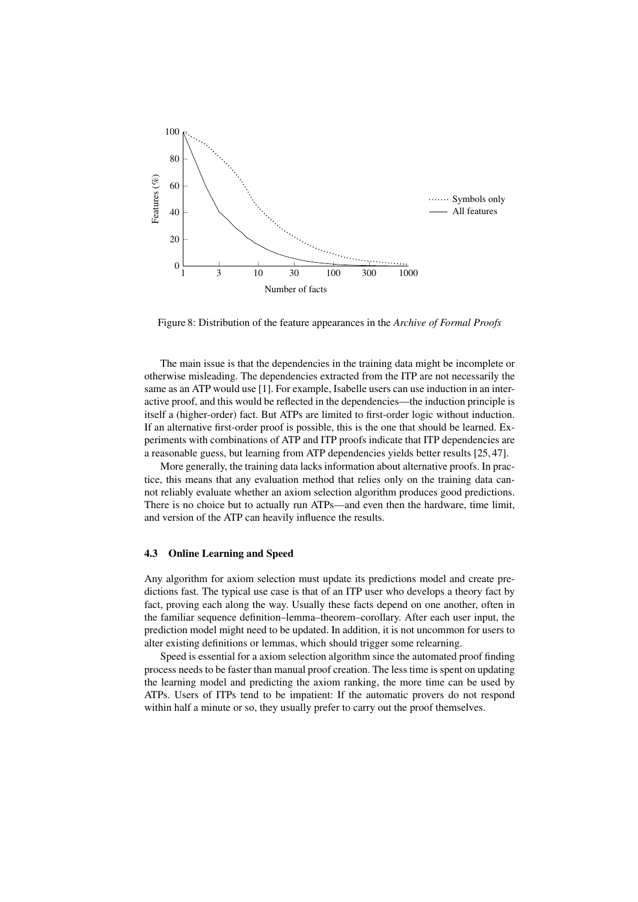Figure 8: Distribution of the feature appearances in the *Archive of Formal Proofs*

The main issue is that the dependencies in the training data might be incomplete or otherwise misleading. The dependencies extracted from the ITP are not necessarily the same as an ATP would use [1]. For example, Isabelle users can use induction in an interactive proof, and this would be reflected in the dependencies—the induction principle is itself a (higher-order) fact. But ATPs are limited to first-order logic without induction. If an alternative first-order proof is possible, this is the one that should be learned. Experiments with combinations of ATP and ITP proofs indicate that ITP dependencies are a reasonable guess, but learning from ATP dependencies yields better results [25, 47].

More generally, the training data lacks information about alternative proofs. In practice, this means that any evaluation method that relies only on the training data cannot reliably evaluate whether an axiom selection algorithm produces good predictions. There is no choice but to actually run ATPs—and even then the hardware, time limit, and version of the ATP can heavily influence the results.

### 4.3 Online Learning and Speed

Any algorithm for axiom selection must update its predictions model and create predictions fast. The typical use case is that of an ITP user who develops a theory fact by fact, proving each along the way. Usually these facts depend on one another, often in the familiar sequence definition–lemma–theorem–corollary. After each user input, the prediction model might need to be updated. In addition, it is not uncommon for users to alter existing definitions or lemmas, which should trigger some relearning.

Speed is essential for a axiom selection algorithm since the automated proof finding process needs to be faster than manual proof creation. The less time is spent on updating the learning model and predicting the axiom ranking, the more time can be used by ATPs. Users of ITPs tend to be impatient: If the automatic provers do not respond within half a minute or so, they usually prefer to carry out the proof themselves.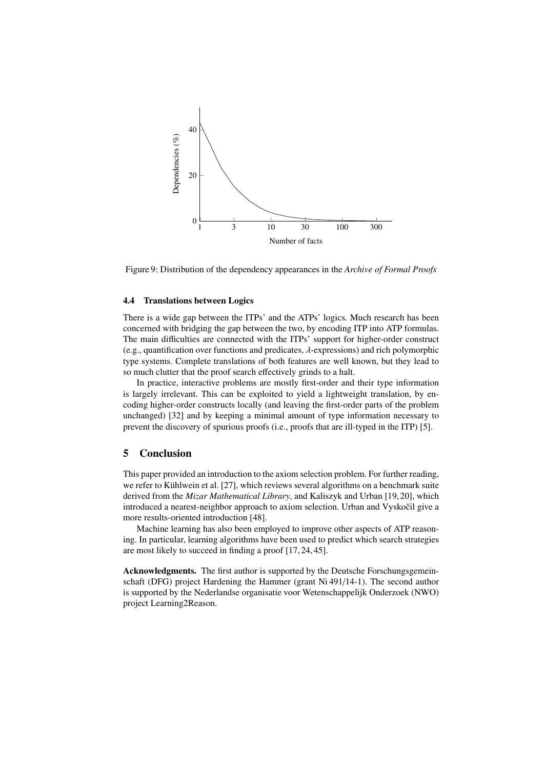Figure 9: Distribution of the dependency appearances in the *Archive of Formal Proofs*

### 4.4 Translations between Logics

There is a wide gap between the ITPs' and the ATPs' logics. Much research has been concerned with bridging the gap between the two, by encoding ITP into ATP formulas. The main difficulties are connected with the ITPs' support for higher-order construct (e.g., quantification over functions and predicates, $\lambda$-expressions) and rich polymorphic type systems. Complete translations of both features are well known, but they lead to so much clutter that the proof search effectively grinds to a halt.

In practice, interactive problems are mostly first-order and their type information is largely irrelevant. This can be exploited to yield a lightweight translation, by encoding higher-order constructs locally (and leaving the first-order parts of the problem unchanged) [32] and by keeping a minimal amount of type information necessary to prevent the discovery of spurious proofs (i.e., proofs that are ill-typed in the ITP) [5].

## 5 Conclusion

This paper provided an introduction to the axiom selection problem. For further reading, we refer to Kühlwein et al. [27], which reviews several algorithms on a benchmark suite derived from the *Mizar Mathematical Library*, and Kaliszyk and Urban [19, 20], which introduced a nearest-neighbor approach to axiom selection. Urban and Vyskočil give a more results-oriented introduction [48].

Machine learning has also been employed to improve other aspects of ATP reasoning. In particular, learning algorithms have been used to predict which search strategies are most likely to succeed in finding a proof [17, 24, 45].

**Acknowledgments.** The first author is supported by the Deutsche Forschungsgemeinschaft (DFG) project Hardening the Hammer (grant Ni 491/14-1). The second author is supported by the Nederlandse organisatie voor Wetenschappelijk Onderzoek (NWO) project Learning2Reason.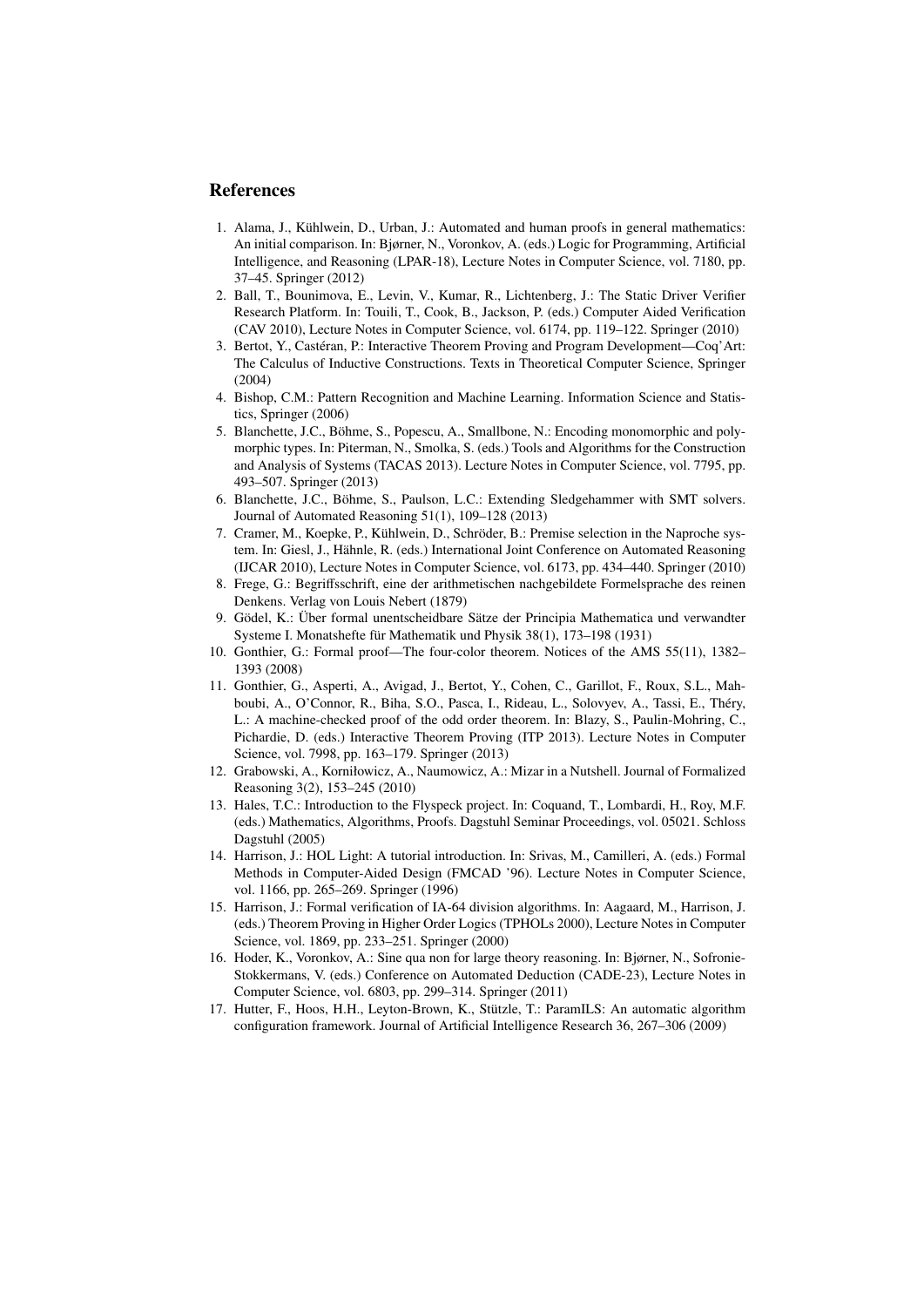## References

1. Alama, J., Kühlwein, D., Urban, J.: Automated and human proofs in general mathematics: An initial comparison. In: Bjørner, N., Voronkov, A. (eds.) Logic for Programming, Artificial Intelligence, and Reasoning (LPAR-18), Lecture Notes in Computer Science, vol. 7180, pp. 37–45. Springer (2012)
2. Ball, T., Bounimova, E., Levin, V., Kumar, R., Lichtenberg, J.: The Static Driver Verifier Research Platform. In: Touili, T., Cook, B., Jackson, P. (eds.) Computer Aided Verification (CAV 2010), Lecture Notes in Computer Science, vol. 6174, pp. 119–122. Springer (2010)
3. Bertot, Y., Castéran, P.: Interactive Theorem Proving and Program Development—Coq'Art: The Calculus of Inductive Constructions. Texts in Theoretical Computer Science, Springer (2004)
4. Bishop, C.M.: Pattern Recognition and Machine Learning. Information Science and Statistics, Springer (2006)
5. Blanchette, J.C., Böhme, S., Popescu, A., Smallbone, N.: Encoding monomorphic and polymorphic types. In: Piterman, N., Smolka, S. (eds.) Tools and Algorithms for the Construction and Analysis of Systems (TACAS 2013). Lecture Notes in Computer Science, vol. 7795, pp. 493–507. Springer (2013)
6. Blanchette, J.C., Böhme, S., Paulson, L.C.: Extending Sledgehammer with SMT solvers. Journal of Automated Reasoning 51(1), 109–128 (2013)
7. Cramer, M., Koepke, P., Kühlwein, D., Schröder, B.: Premise selection in the Naproche system. In: Giesl, J., Hähnle, R. (eds.) International Joint Conference on Automated Reasoning (IJCAR 2010), Lecture Notes in Computer Science, vol. 6173, pp. 434–440. Springer (2010)
8. Frege, G.: Begriffsschrift, eine der arithmetischen nachgebildete Formelsprache des reinen Denkens. Verlag von Louis Nebert (1879)
9. Gödel, K.: Über formal unentscheidbare Sätze der Principia Mathematica und verwandter Systeme I. Monatshefte für Mathematik und Physik 38(1), 173–198 (1931)
10. Gonthier, G.: Formal proof—The four-color theorem. Notices of the AMS 55(11), 1382–1393 (2008)
11. Gonthier, G., Asperti, A., Avigad, J., Bertot, Y., Cohen, C., Garillot, F., Roux, S.L., Mahboubi, A., O'Connor, R., Biha, S.O., Pasca, I., Rideau, L., Solovyev, A., Tassi, E., Théry, L.: A machine-checked proof of the odd order theorem. In: Blazy, S., Paulin-Mohring, C., Pichardie, D. (eds.) Interactive Theorem Proving (ITP 2013). Lecture Notes in Computer Science, vol. 7998, pp. 163–179. Springer (2013)
12. Grabowski, A., Korniłowicz, A., Naumowicz, A.: Mizar in a Nutshell. Journal of Formalized Reasoning 3(2), 153–245 (2010)
13. Hales, T.C.: Introduction to the Flyspeck project. In: Coquand, T., Lombardi, H., Roy, M.F. (eds.) Mathematics, Algorithms, Proofs. Dagstuhl Seminar Proceedings, vol. 05021. Schloss Dagstuhl (2005)
14. Harrison, J.: HOL Light: A tutorial introduction. In: Srivas, M., Camilleri, A. (eds.) Formal Methods in Computer-Aided Design (FMCAD '96). Lecture Notes in Computer Science, vol. 1166, pp. 265–269. Springer (1996)
15. Harrison, J.: Formal verification of IA-64 division algorithms. In: Aagaard, M., Harrison, J. (eds.) Theorem Proving in Higher Order Logics (TPHOLs 2000), Lecture Notes in Computer Science, vol. 1869, pp. 233–251. Springer (2000)
16. Hoder, K., Voronkov, A.: Sine qua non for large theory reasoning. In: Bjørner, N., Sofronie-Stokkermans, V. (eds.) Conference on Automated Deduction (CADE-23), Lecture Notes in Computer Science, vol. 6803, pp. 299–314. Springer (2011)
17. Hutter, F., Hoos, H.H., Leyton-Brown, K., Stützle, T.: ParamILS: An automatic algorithm configuration framework. Journal of Artificial Intelligence Research 36, 267–306 (2009)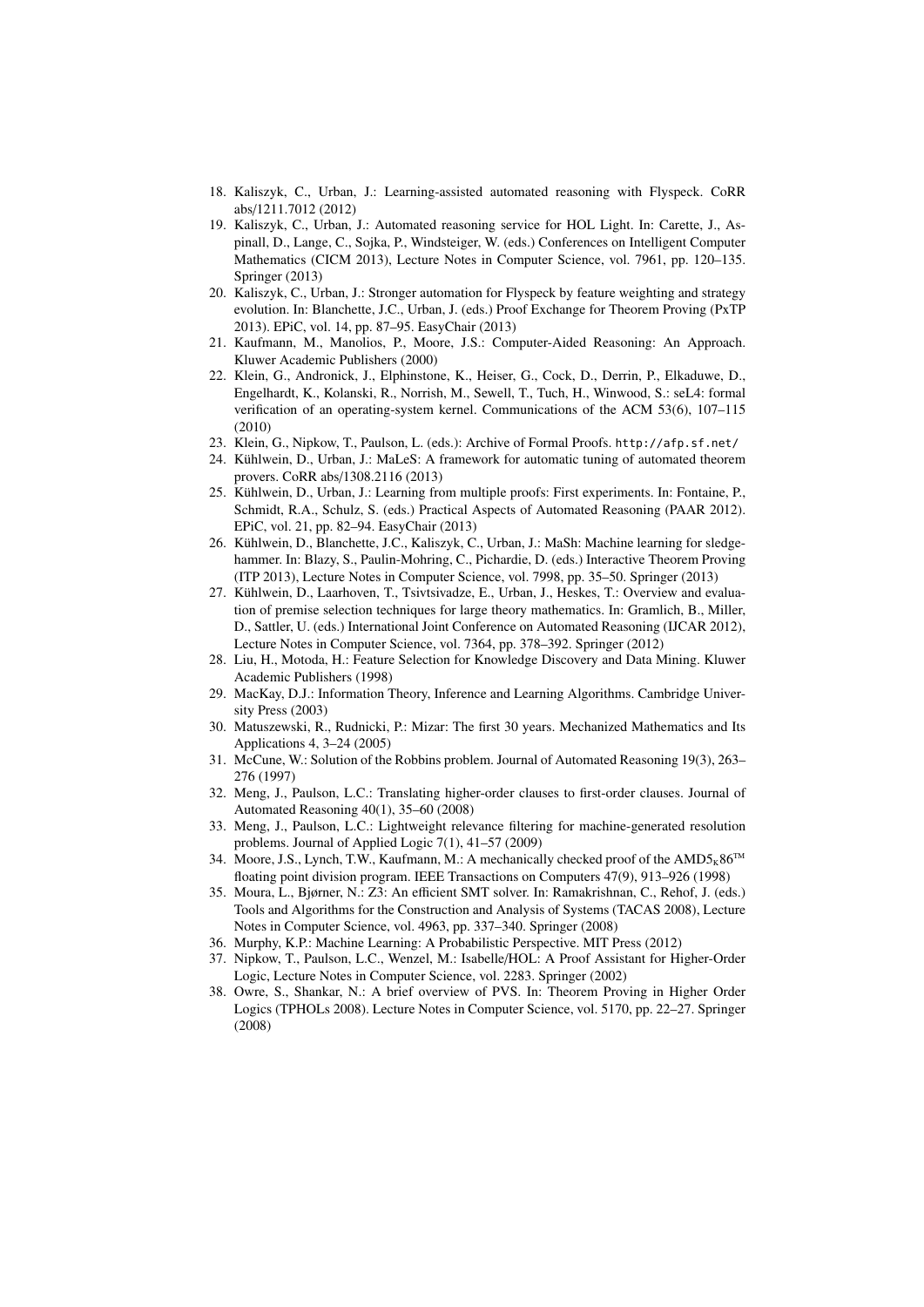18. Kaliszyk, C., Urban, J.: Learning-assisted automated reasoning with Flyspeck. CoRR abs/1211.7012 (2012)
19. Kaliszyk, C., Urban, J.: Automated reasoning service for HOL Light. In: Carette, J., Aspinall, D., Lange, C., Sojka, P., Windsteiger, W. (eds.) Conferences on Intelligent Computer Mathematics (CICM 2013), Lecture Notes in Computer Science, vol. 7961, pp. 120–135. Springer (2013)
20. Kaliszyk, C., Urban, J.: Stronger automation for Flyspeck by feature weighting and strategy evolution. In: Blanchette, J.C., Urban, J. (eds.) Proof Exchange for Theorem Proving (PxTP 2013). EPiC, vol. 14, pp. 87–95. EasyChair (2013)
21. Kaufmann, M., Manolios, P., Moore, J.S.: Computer-Aided Reasoning: An Approach. Kluwer Academic Publishers (2000)
22. Klein, G., Andronick, J., Elphinstone, K., Heiser, G., Cock, D., Derrin, P., Elkaduwe, D., Engelhardt, K., Kolanski, R., Norrish, M., Sewell, T., Tuch, H., Winwood, S.: seL4: formal verification of an operating-system kernel. Communications of the ACM 53(6), 107–115 (2010)
23. Klein, G., Nipkow, T., Paulson, L. (eds.): Archive of Formal Proofs. `http://afp.sf.net/`
24. Kühlwein, D., Urban, J.: MaLeS: A framework for automatic tuning of automated theorem provers. CoRR abs/1308.2116 (2013)
25. Kühlwein, D., Urban, J.: Learning from multiple proofs: First experiments. In: Fontaine, P., Schmidt, R.A., Schulz, S. (eds.) Practical Aspects of Automated Reasoning (PAAR 2012). EPiC, vol. 21, pp. 82–94. EasyChair (2013)
26. Kühlwein, D., Blanchette, J.C., Kaliszyk, C., Urban, J.: MaSh: Machine learning for sledgehammer. In: Blazy, S., Paulin-Mohring, C., Pichardie, D. (eds.) Interactive Theorem Proving (ITP 2013), Lecture Notes in Computer Science, vol. 7998, pp. 35–50. Springer (2013)
27. Kühlwein, D., Laarhoven, T., Tsivtsivadze, E., Urban, J., Heskes, T.: Overview and evaluation of premise selection techniques for large theory mathematics. In: Gramlich, B., Miller, D., Sattler, U. (eds.) International Joint Conference on Automated Reasoning (IJCAR 2012), Lecture Notes in Computer Science, vol. 7364, pp. 378–392. Springer (2012)
28. Liu, H., Motoda, H.: Feature Selection for Knowledge Discovery and Data Mining. Kluwer Academic Publishers (1998)
29. MacKay, D.J.: Information Theory, Inference and Learning Algorithms. Cambridge University Press (2003)
30. Matuszewski, R., Rudnicki, P.: Mizar: The first 30 years. Mechanized Mathematics and Its Applications 4, 3–24 (2005)
31. McCune, W.: Solution of the Robbins problem. Journal of Automated Reasoning 19(3), 263–276 (1997)
32. Meng, J., Paulson, L.C.: Translating higher-order clauses to first-order clauses. Journal of Automated Reasoning 40(1), 35–60 (2008)
33. Meng, J., Paulson, L.C.: Lightweight relevance filtering for machine-generated resolution problems. Journal of Applied Logic 7(1), 41–57 (2009)
34. Moore, J.S., Lynch, T.W., Kaufmann, M.: A mechanically checked proof of the $AMD5_K86^{TM}$ floating point division program. IEEE Transactions on Computers 47(9), 913–926 (1998)
35. Moura, L., Bjørner, N.: Z3: An efficient SMT solver. In: Ramakrishnan, C., Rehof, J. (eds.) Tools and Algorithms for the Construction and Analysis of Systems (TACAS 2008), Lecture Notes in Computer Science, vol. 4963, pp. 337–340. Springer (2008)
36. Murphy, K.P.: Machine Learning: A Probabilistic Perspective. MIT Press (2012)
37. Nipkow, T., Paulson, L.C., Wenzel, M.: Isabelle/HOL: A Proof Assistant for Higher-Order Logic, Lecture Notes in Computer Science, vol. 2283. Springer (2002)
38. Owre, S., Shankar, N.: A brief overview of PVS. In: Theorem Proving in Higher Order Logics (TPHOLs 2008). Lecture Notes in Computer Science, vol. 5170, pp. 22–27. Springer (2008)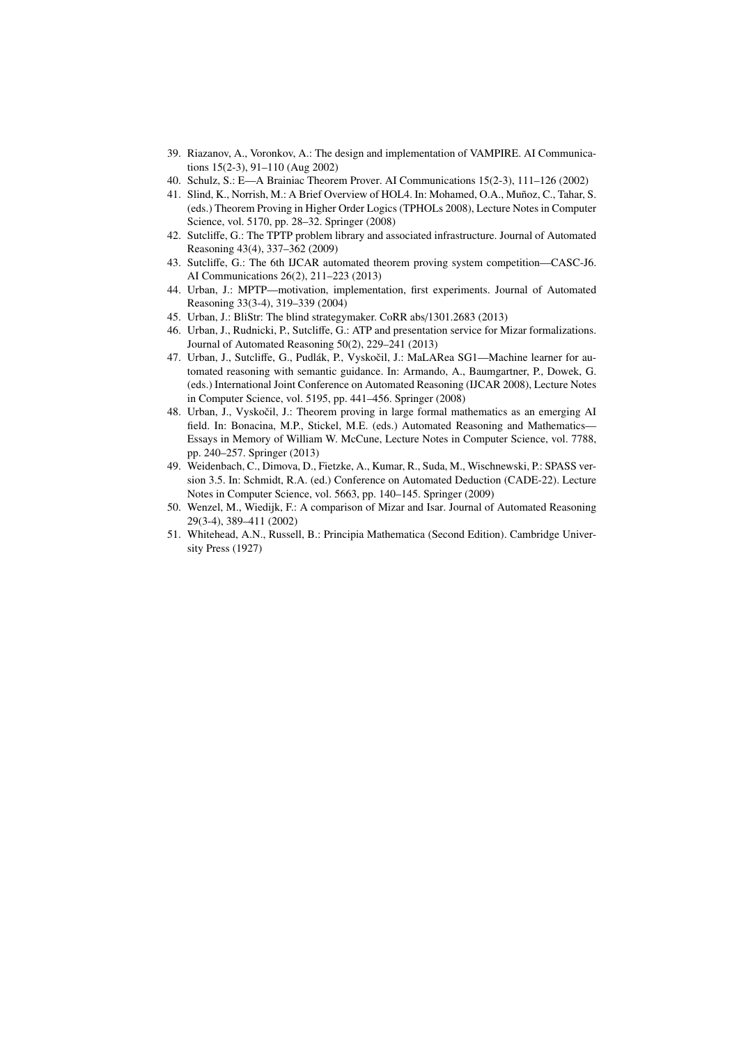39. Riazanov, A., Voronkov, A.: The design and implementation of VAMPIRE. AI Communications 15(2-3), 91–110 (Aug 2002)
40. Schulz, S.: E—A Brainiac Theorem Prover. AI Communications 15(2-3), 111–126 (2002)
41. Slind, K., Norrish, M.: A Brief Overview of HOL4. In: Mohamed, O.A., Muñoz, C., Tahar, S. (eds.) Theorem Proving in Higher Order Logics (TPHOLs 2008), Lecture Notes in Computer Science, vol. 5170, pp. 28–32. Springer (2008)
42. Sutcliffe, G.: The TPTP problem library and associated infrastructure. Journal of Automated Reasoning 43(4), 337–362 (2009)
43. Sutcliffe, G.: The 6th IJCAR automated theorem proving system competition—CASC-J6. AI Communications 26(2), 211–223 (2013)
44. Urban, J.: MPTP—motivation, implementation, first experiments. Journal of Automated Reasoning 33(3-4), 319–339 (2004)
45. Urban, J.: BliStr: The blind strategymaker. CoRR abs/1301.2683 (2013)
46. Urban, J., Rudnicki, P., Sutcliffe, G.: ATP and presentation service for Mizar formalizations. Journal of Automated Reasoning 50(2), 229–241 (2013)
47. Urban, J., Sutcliffe, G., Pudlák, P., Vyskočil, J.: MaLARea SG1—Machine learner for automated reasoning with semantic guidance. In: Armando, A., Baumgartner, P., Dowek, G. (eds.) International Joint Conference on Automated Reasoning (IJCAR 2008), Lecture Notes in Computer Science, vol. 5195, pp. 441–456. Springer (2008)
48. Urban, J., Vyskočil, J.: Theorem proving in large formal mathematics as an emerging AI field. In: Bonacina, M.P., Stickel, M.E. (eds.) Automated Reasoning and Mathematics—Essays in Memory of William W. McCune, Lecture Notes in Computer Science, vol. 7788, pp. 240–257. Springer (2013)
49. Weidenbach, C., Dimova, D., Fietzke, A., Kumar, R., Suda, M., Wischnewski, P.: SPASS version 3.5. In: Schmidt, R.A. (ed.) Conference on Automated Deduction (CADE-22). Lecture Notes in Computer Science, vol. 5663, pp. 140–145. Springer (2009)
50. Wenzel, M., Wiedijk, F.: A comparison of Mizar and Isar. Journal of Automated Reasoning 29(3-4), 389–411 (2002)
51. Whitehead, A.N., Russell, B.: Principia Mathematica (Second Edition). Cambridge University Press (1927)